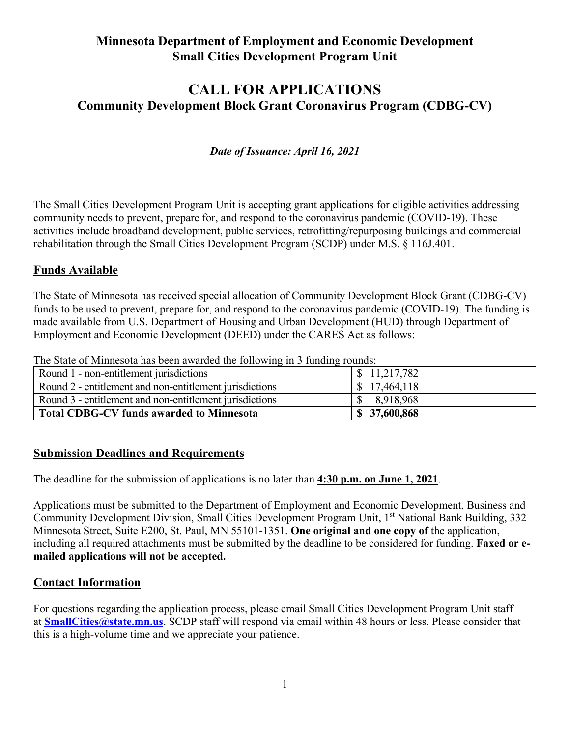**Minnesota Department of Employment and Economic Development**
**Small Cities Development Program Unit**

# CALL FOR APPLICATIONS

## Community Development Block Grant Coronavirus Program (CDBG-CV)

***Date of Issuance: April 16, 2021***

The Small Cities Development Program Unit is accepting grant applications for eligible activities addressing community needs to prevent, prepare for, and respond to the coronavirus pandemic (COVID-19). These activities include broadband development, public services, retrofitting/repurposing buildings and commercial rehabilitation through the Small Cities Development Program (SCDP) under M.S. § 116J.401.

## Funds Available

The State of Minnesota has received special allocation of Community Development Block Grant (CDBG-CV) funds to be used to prevent, prepare for, and respond to the coronavirus pandemic (COVID-19). The funding is made available from U.S. Department of Housing and Urban Development (HUD) through Department of Employment and Economic Development (DEED) under the CARES Act as follows:

The State of Minnesota has been awarded the following in 3 funding rounds:

| | |
|---|---|
| Round 1 - non-entitlement jurisdictions | $ 11,217,782 |
| Round 2 - entitlement and non-entitlement jurisdictions | $ 17,464,118 |
| Round 3 - entitlement and non-entitlement jurisdictions | $ 8,918,968 |
| **Total CDBG-CV funds awarded to Minnesota** | **$ 37,600,868** |

## Submission Deadlines and Requirements

The deadline for the submission of applications is no later than **4:30 p.m. on June 1, 2021**.

Applications must be submitted to the Department of Employment and Economic Development, Business and Community Development Division, Small Cities Development Program Unit, 1st National Bank Building, 332 Minnesota Street, Suite E200, St. Paul, MN 55101-1351. **One original and one copy of** the application, including all required attachments must be submitted by the deadline to be considered for funding. **Faxed or e-mailed applications will not be accepted.**

## Contact Information

For questions regarding the application process, please email Small Cities Development Program Unit staff at **SmallCities@state.mn.us**. SCDP staff will respond via email within 48 hours or less. Please consider that this is a high-volume time and we appreciate your patience.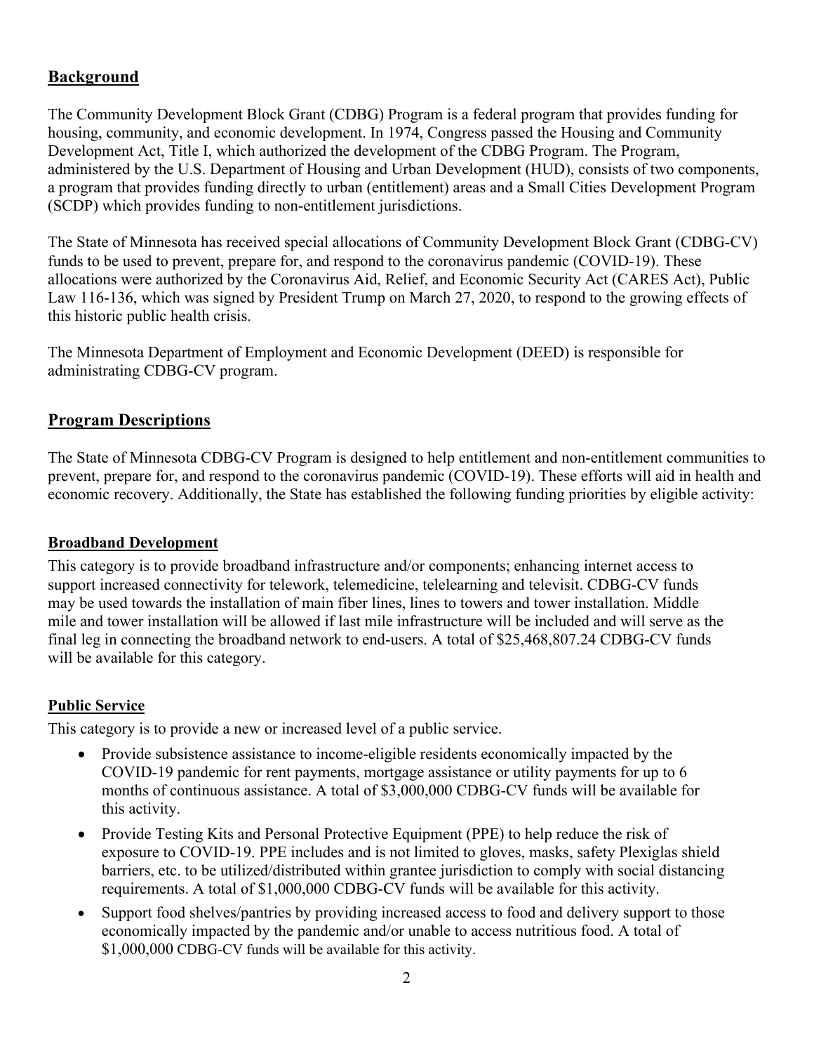## Background

The Community Development Block Grant (CDBG) Program is a federal program that provides funding for housing, community, and economic development. In 1974, Congress passed the Housing and Community Development Act, Title I, which authorized the development of the CDBG Program. The Program, administered by the U.S. Department of Housing and Urban Development (HUD), consists of two components, a program that provides funding directly to urban (entitlement) areas and a Small Cities Development Program (SCDP) which provides funding to non-entitlement jurisdictions.

The State of Minnesota has received special allocations of Community Development Block Grant (CDBG-CV) funds to be used to prevent, prepare for, and respond to the coronavirus pandemic (COVID-19). These allocations were authorized by the Coronavirus Aid, Relief, and Economic Security Act (CARES Act), Public Law 116-136, which was signed by President Trump on March 27, 2020, to respond to the growing effects of this historic public health crisis.

The Minnesota Department of Employment and Economic Development (DEED) is responsible for administrating CDBG-CV program.

## Program Descriptions

The State of Minnesota CDBG-CV Program is designed to help entitlement and non-entitlement communities to prevent, prepare for, and respond to the coronavirus pandemic (COVID-19). These efforts will aid in health and economic recovery. Additionally, the State has established the following funding priorities by eligible activity:

### Broadband Development

This category is to provide broadband infrastructure and/or components; enhancing internet access to support increased connectivity for telework, telemedicine, telelearning and televisit. CDBG-CV funds may be used towards the installation of main fiber lines, lines to towers and tower installation. Middle mile and tower installation will be allowed if last mile infrastructure will be included and will serve as the final leg in connecting the broadband network to end-users. A total of $25,468,807.24 CDBG-CV funds will be available for this category.

### Public Service

This category is to provide a new or increased level of a public service.

- Provide subsistence assistance to income-eligible residents economically impacted by the COVID-19 pandemic for rent payments, mortgage assistance or utility payments for up to 6 months of continuous assistance. A total of $3,000,000 CDBG-CV funds will be available for this activity.
- Provide Testing Kits and Personal Protective Equipment (PPE) to help reduce the risk of exposure to COVID-19. PPE includes and is not limited to gloves, masks, safety Plexiglas shield barriers, etc. to be utilized/distributed within grantee jurisdiction to comply with social distancing requirements. A total of $1,000,000 CDBG-CV funds will be available for this activity.
- Support food shelves/pantries by providing increased access to food and delivery support to those economically impacted by the pandemic and/or unable to access nutritious food. A total of $1,000,000 CDBG-CV funds will be available for this activity.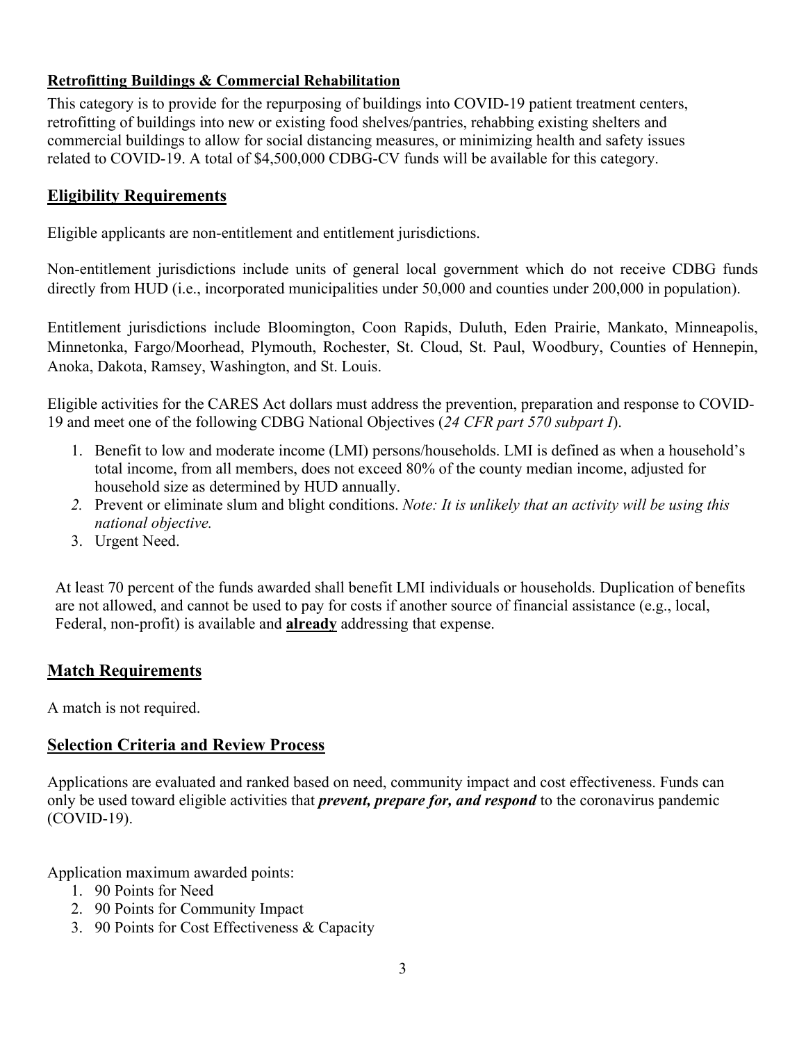**Retrofitting Buildings & Commercial Rehabilitation**

This category is to provide for the repurposing of buildings into COVID-19 patient treatment centers, retrofitting of buildings into new or existing food shelves/pantries, rehabbing existing shelters and commercial buildings to allow for social distancing measures, or minimizing health and safety issues related to COVID-19. A total of $4,500,000 CDBG-CV funds will be available for this category.

## Eligibility Requirements

Eligible applicants are non-entitlement and entitlement jurisdictions.

Non-entitlement jurisdictions include units of general local government which do not receive CDBG funds directly from HUD (i.e., incorporated municipalities under 50,000 and counties under 200,000 in population).

Entitlement jurisdictions include Bloomington, Coon Rapids, Duluth, Eden Prairie, Mankato, Minneapolis, Minnetonka, Fargo/Moorhead, Plymouth, Rochester, St. Cloud, St. Paul, Woodbury, Counties of Hennepin, Anoka, Dakota, Ramsey, Washington, and St. Louis.

Eligible activities for the CARES Act dollars must address the prevention, preparation and response to COVID-19 and meet one of the following CDBG National Objectives (*24 CFR part 570 subpart I*).

1. Benefit to low and moderate income (LMI) persons/households. LMI is defined as when a household's total income, from all members, does not exceed 80% of the county median income, adjusted for household size as determined by HUD annually.
2. Prevent or eliminate slum and blight conditions. *Note: It is unlikely that an activity will be using this national objective.*
3. Urgent Need.

At least 70 percent of the funds awarded shall benefit LMI individuals or households. Duplication of benefits are not allowed, and cannot be used to pay for costs if another source of financial assistance (e.g., local, Federal, non-profit) is available and **already** addressing that expense.

## Match Requirements

A match is not required.

## Selection Criteria and Review Process

Applications are evaluated and ranked based on need, community impact and cost effectiveness. Funds can only be used toward eligible activities that ***prevent, prepare for, and respond*** to the coronavirus pandemic (COVID-19).

Application maximum awarded points:

1. 90 Points for Need
2. 90 Points for Community Impact
3. 90 Points for Cost Effectiveness & Capacity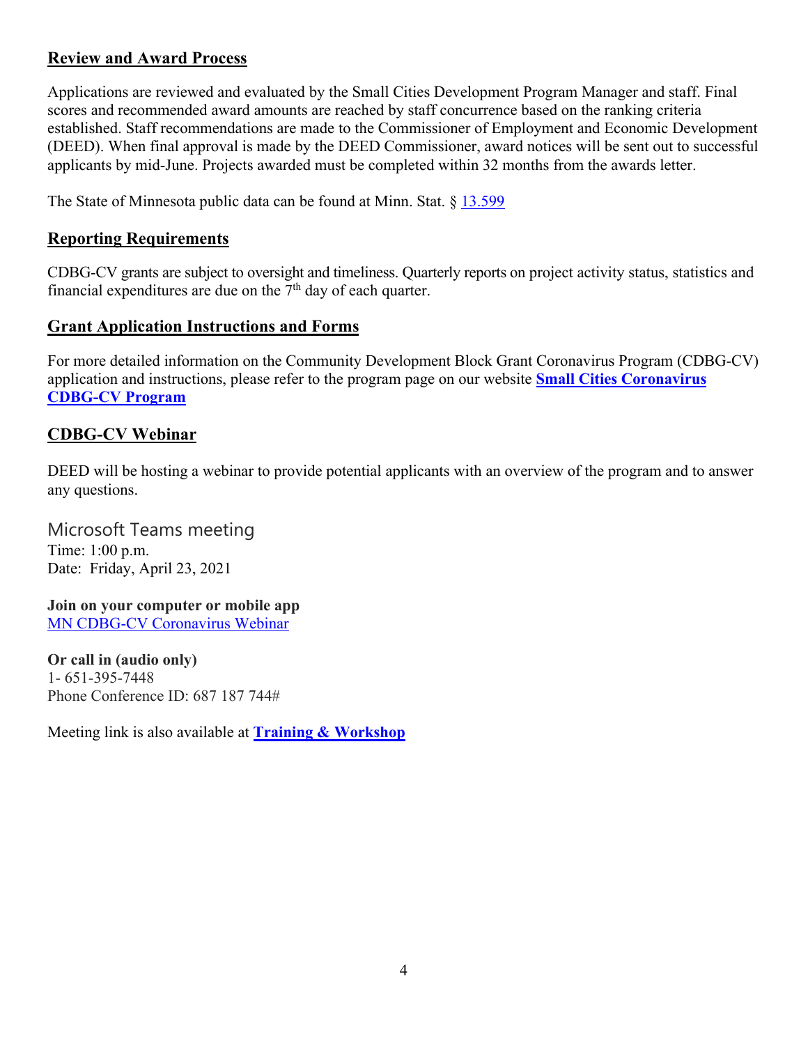## Review and Award Process

Applications are reviewed and evaluated by the Small Cities Development Program Manager and staff. Final scores and recommended award amounts are reached by staff concurrence based on the ranking criteria established. Staff recommendations are made to the Commissioner of Employment and Economic Development (DEED). When final approval is made by the DEED Commissioner, award notices will be sent out to successful applicants by mid-June. Projects awarded must be completed within 32 months from the awards letter.

The State of Minnesota public data can be found at Minn. Stat. § 13.599

## Reporting Requirements

CDBG-CV grants are subject to oversight and timeliness. Quarterly reports on project activity status, statistics and financial expenditures are due on the 7th day of each quarter.

## Grant Application Instructions and Forms

For more detailed information on the Community Development Block Grant Coronavirus Program (CDBG-CV) application and instructions, please refer to the program page on our website **Small Cities Coronavirus CDBG-CV Program**

## CDBG-CV Webinar

DEED will be hosting a webinar to provide potential applicants with an overview of the program and to answer any questions.

Microsoft Teams meeting
Time: 1:00 p.m.
Date: Friday, April 23, 2021

**Join on your computer or mobile app**
MN CDBG-CV Coronavirus Webinar

**Or call in (audio only)**
1- 651-395-7448
Phone Conference ID: 687 187 744#

Meeting link is also available at **Training & Workshop**